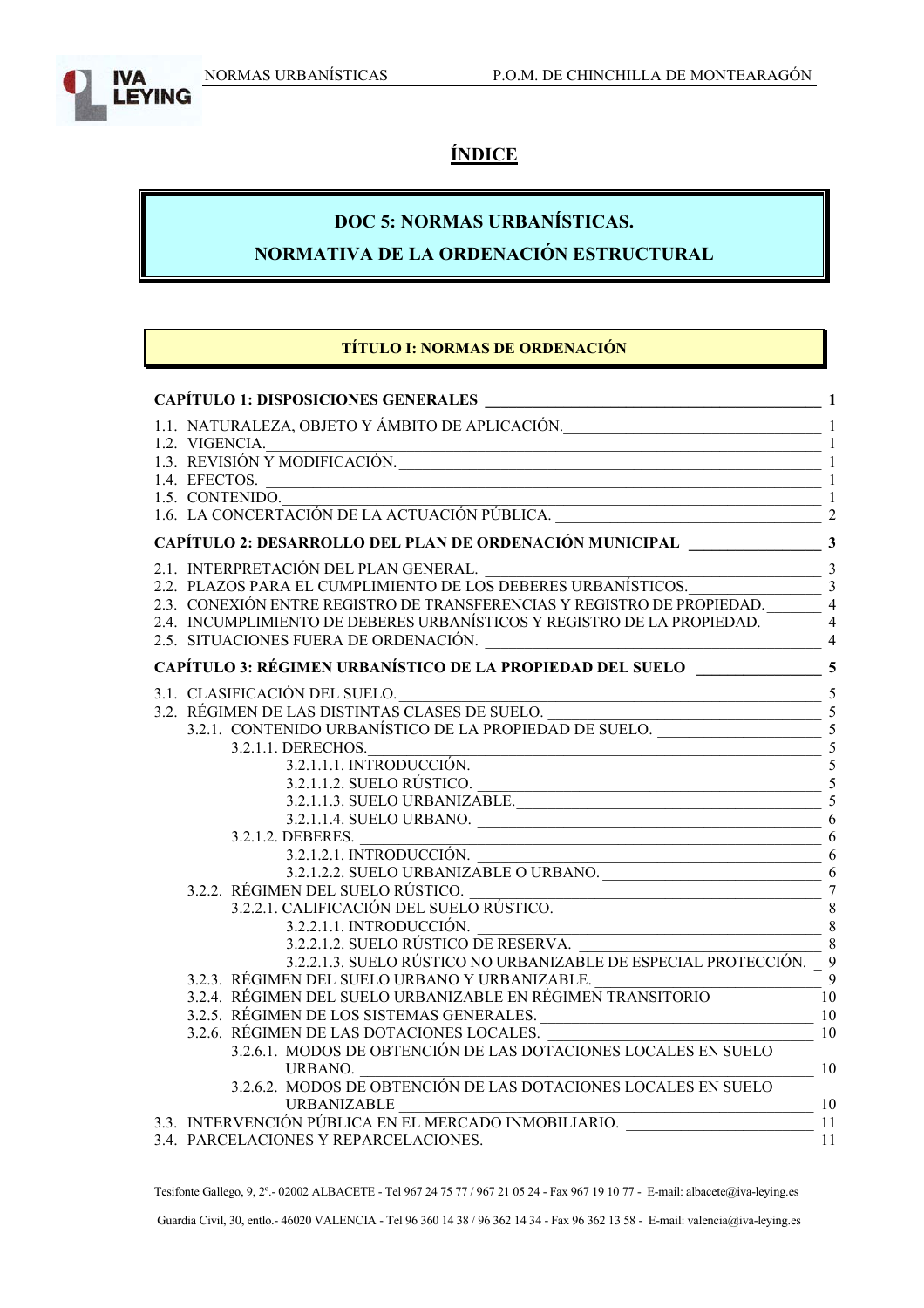# ÍNDICE

## DOC 5: NORMAS URBANÍSTICAS.

## NORMATIVA DE LA ORDENACIÓN ESTRUCTURAL

### TÍTULO I: NORMAS DE ORDENACIÓN

**CAPÍTULO 1: DISPOSICIONES GENERALES** — 1

1.1. NATURALEZA, OBJETO Y ÁMBITO DE APLICACIÓN. — 1
1.2. VIGENCIA. — 1
1.3. REVISIÓN Y MODIFICACIÓN. — 1
1.4. EFECTOS. — 1
1.5. CONTENIDO. — 1
1.6. LA CONCERTACIÓN DE LA ACTUACIÓN PÚBLICA. — 2

**CAPÍTULO 2: DESARROLLO DEL PLAN DE ORDENACIÓN MUNICIPAL** — 3

2.1. INTERPRETACIÓN DEL PLAN GENERAL. — 3
2.2. PLAZOS PARA EL CUMPLIMIENTO DE LOS DEBERES URBANÍSTICOS. — 3
2.3. CONEXIÓN ENTRE REGISTRO DE TRANSFERENCIAS Y REGISTRO DE PROPIEDAD. — 4
2.4. INCUMPLIMIENTO DE DEBERES URBANÍSTICOS Y REGISTRO DE LA PROPIEDAD. — 4
2.5. SITUACIONES FUERA DE ORDENACIÓN. — 4

**CAPÍTULO 3: RÉGIMEN URBANÍSTICO DE LA PROPIEDAD DEL SUELO** — 5

3.1. CLASIFICACIÓN DEL SUELO. — 5
3.2. RÉGIMEN DE LAS DISTINTAS CLASES DE SUELO. — 5
- 3.2.1. CONTENIDO URBANÍSTICO DE LA PROPIEDAD DE SUELO. — 5
  - 3.2.1.1. DERECHOS. — 5
    - 3.2.1.1.1. INTRODUCCIÓN. — 5
    - 3.2.1.1.2. SUELO RÚSTICO. — 5
    - 3.2.1.1.3. SUELO URBANIZABLE. — 5
    - 3.2.1.1.4. SUELO URBANO. — 6
  - 3.2.1.2. DEBERES. — 6
    - 3.2.1.2.1. INTRODUCCIÓN. — 6
    - 3.2.1.2.2. SUELO URBANIZABLE O URBANO. — 6
- 3.2.2. RÉGIMEN DEL SUELO RÚSTICO. — 7
  - 3.2.2.1. CALIFICACIÓN DEL SUELO RÚSTICO. — 8
    - 3.2.2.1.1. INTRODUCCIÓN. — 8
    - 3.2.2.1.2. SUELO RÚSTICO DE RESERVA. — 8
    - 3.2.2.1.3. SUELO RÚSTICO NO URBANIZABLE DE ESPECIAL PROTECCIÓN. — 9
- 3.2.3. RÉGIMEN DEL SUELO URBANO Y URBANIZABLE. — 9
- 3.2.4. RÉGIMEN DEL SUELO URBANIZABLE EN RÉGIMEN TRANSITORIO — 10
- 3.2.5. RÉGIMEN DE LOS SISTEMAS GENERALES. — 10
- 3.2.6. RÉGIMEN DE LAS DOTACIONES LOCALES. — 10
  - 3.2.6.1. MODOS DE OBTENCIÓN DE LAS DOTACIONES LOCALES EN SUELO URBANO. — 10
  - 3.2.6.2. MODOS DE OBTENCIÓN DE LAS DOTACIONES LOCALES EN SUELO URBANIZABLE — 10

3.3. INTERVENCIÓN PÚBLICA EN EL MERCADO INMOBILIARIO. — 11
3.4. PARCELACIONES Y REPARCELACIONES. — 11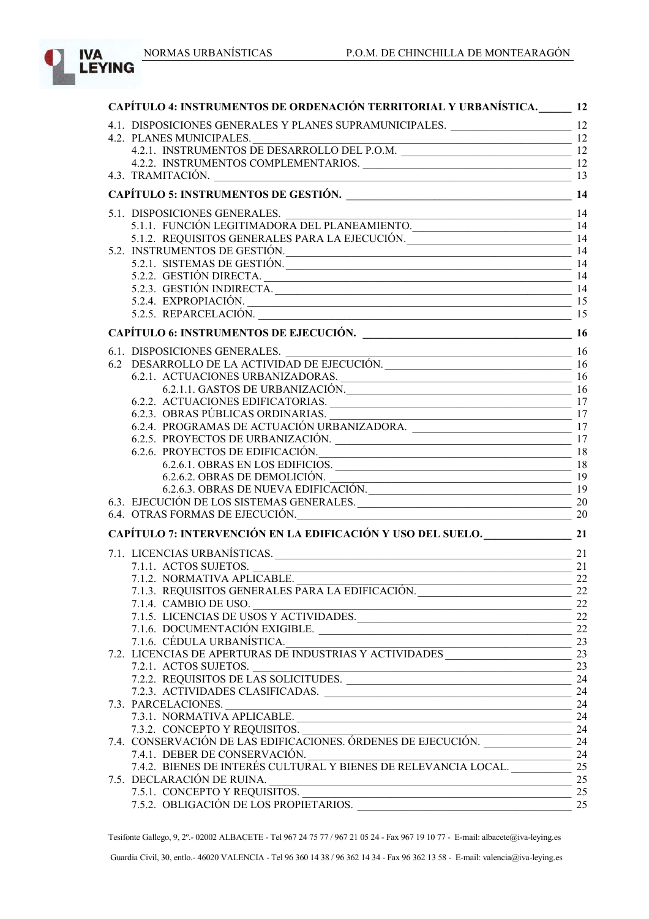**CAPÍTULO 4: INSTRUMENTOS DE ORDENACIÓN TERRITORIAL Y URBANÍSTICA. 12**

4.1. DISPOSICIONES GENERALES Y PLANES SUPRAMUNICIPALES. 12
4.2. PLANES MUNICIPALES. 12
- 4.2.1. INSTRUMENTOS DE DESARROLLO DEL P.O.M. 12
- 4.2.2. INSTRUMENTOS COMPLEMENTARIOS. 12

4.3. TRAMITACIÓN. 13

**CAPÍTULO 5: INSTRUMENTOS DE GESTIÓN. 14**

5.1. DISPOSICIONES GENERALES. 14
- 5.1.1. FUNCIÓN LEGITIMADORA DEL PLANEAMIENTO. 14
- 5.1.2. REQUISITOS GENERALES PARA LA EJECUCIÓN. 14

5.2. INSTRUMENTOS DE GESTIÓN. 14
- 5.2.1. SISTEMAS DE GESTIÓN. 14
- 5.2.2. GESTIÓN DIRECTA. 14
- 5.2.3. GESTIÓN INDIRECTA. 14
- 5.2.4. EXPROPIACIÓN. 15
- 5.2.5. REPARCELACIÓN. 15

**CAPÍTULO 6: INSTRUMENTOS DE EJECUCIÓN. 16**

6.1. DISPOSICIONES GENERALES. 16
6.2 DESARROLLO DE LA ACTIVIDAD DE EJECUCIÓN. 16
- 6.2.1. ACTUACIONES URBANIZADORAS. 16
  - 6.2.1.1. GASTOS DE URBANIZACIÓN. 16
- 6.2.2. ACTUACIONES EDIFICATORIAS. 17
- 6.2.3. OBRAS PÚBLICAS ORDINARIAS. 17
- 6.2.4. PROGRAMAS DE ACTUACIÓN URBANIZADORA. 17
- 6.2.5. PROYECTOS DE URBANIZACIÓN. 17
- 6.2.6. PROYECTOS DE EDIFICACIÓN. 18
  - 6.2.6.1. OBRAS EN LOS EDIFICIOS. 18
  - 6.2.6.2. OBRAS DE DEMOLICIÓN. 19
  - 6.2.6.3. OBRAS DE NUEVA EDIFICACIÓN. 19

6.3. EJECUCIÓN DE LOS SISTEMAS GENERALES. 20
6.4. OTRAS FORMAS DE EJECUCIÓN. 20

**CAPÍTULO 7: INTERVENCIÓN EN LA EDIFICACIÓN Y USO DEL SUELO. 21**

7.1. LICENCIAS URBANÍSTICAS. 21
- 7.1.1. ACTOS SUJETOS. 21
- 7.1.2. NORMATIVA APLICABLE. 22
- 7.1.3. REQUISITOS GENERALES PARA LA EDIFICACIÓN. 22
- 7.1.4. CAMBIO DE USO. 22
- 7.1.5. LICENCIAS DE USOS Y ACTIVIDADES. 22
- 7.1.6. DOCUMENTACIÓN EXIGIBLE. 22
- 7.1.6. CÉDULA URBANÍSTICA. 23

7.2. LICENCIAS DE APERTURAS DE INDUSTRIAS Y ACTIVIDADES 23
- 7.2.1. ACTOS SUJETOS. 23
- 7.2.2. REQUISITOS DE LAS SOLICITUDES. 24
- 7.2.3. ACTIVIDADES CLASIFICADAS. 24

7.3. PARCELACIONES. 24
- 7.3.1. NORMATIVA APLICABLE. 24
- 7.3.2. CONCEPTO Y REQUISITOS. 24

7.4. CONSERVACIÓN DE LAS EDIFICACIONES. ÓRDENES DE EJECUCIÓN. 24
- 7.4.1. DEBER DE CONSERVACIÓN. 24
- 7.4.2. BIENES DE INTERÉS CULTURAL Y BIENES DE RELEVANCIA LOCAL. 25

7.5. DECLARACIÓN DE RUINA. 25
- 7.5.1. CONCEPTO Y REQUISITOS. 25
- 7.5.2. OBLIGACIÓN DE LOS PROPIETARIOS. 25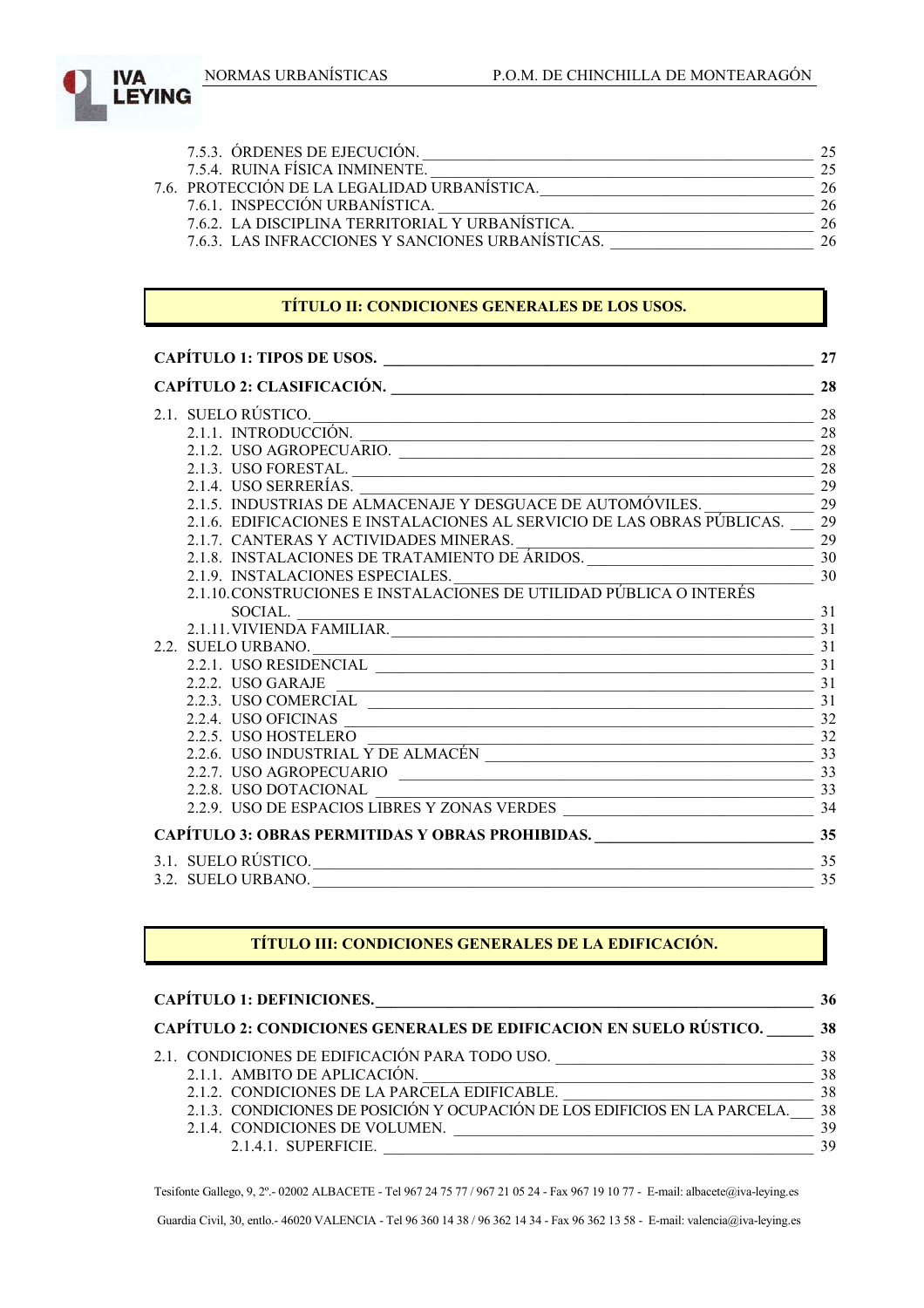7.5.3. ÓRDENES DE EJECUCIÓN. 25
7.5.4. RUINA FÍSICA INMINENTE. 25
7.6. PROTECCIÓN DE LA LEGALIDAD URBANÍSTICA. 26
7.6.1. INSPECCIÓN URBANÍSTICA. 26
7.6.2. LA DISCIPLINA TERRITORIAL Y URBANÍSTICA. 26
7.6.3. LAS INFRACCIONES Y SANCIONES URBANÍSTICAS. 26

**TÍTULO II: CONDICIONES GENERALES DE LOS USOS.**

**CAPÍTULO 1: TIPOS DE USOS. 27**

**CAPÍTULO 2: CLASIFICACIÓN. 28**

2.1. SUELO RÚSTICO. 28
2.1.1. INTRODUCCIÓN. 28
2.1.2. USO AGROPECUARIO. 28
2.1.3. USO FORESTAL. 28
2.1.4. USO SERRERÍAS. 29
2.1.5. INDUSTRIAS DE ALMACENAJE Y DESGUACE DE AUTOMÓVILES. 29
2.1.6. EDIFICACIONES E INSTALACIONES AL SERVICIO DE LAS OBRAS PÚBLICAS. 29
2.1.7. CANTERAS Y ACTIVIDADES MINERAS. 29
2.1.8. INSTALACIONES DE TRATAMIENTO DE ÁRIDOS. 30
2.1.9. INSTALACIONES ESPECIALES. 30
2.1.10. CONSTRUCIONES E INSTALACIONES DE UTILIDAD PÚBLICA O INTERÉS SOCIAL. 31
2.1.11. VIVIENDA FAMILIAR. 31
2.2. SUELO URBANO. 31
2.2.1. USO RESIDENCIAL 31
2.2.2. USO GARAJE 31
2.2.3. USO COMERCIAL 31
2.2.4. USO OFICINAS 32
2.2.5. USO HOSTELERO 32
2.2.6. USO INDUSTRIAL Y DE ALMACÉN 33
2.2.7. USO AGROPECUARIO 33
2.2.8. USO DOTACIONAL 33
2.2.9. USO DE ESPACIOS LIBRES Y ZONAS VERDES 34

**CAPÍTULO 3: OBRAS PERMITIDAS Y OBRAS PROHIBIDAS. 35**

3.1. SUELO RÚSTICO. 35
3.2. SUELO URBANO. 35

**TÍTULO III: CONDICIONES GENERALES DE LA EDIFICACIÓN.**

**CAPÍTULO 1: DEFINICIONES. 36**

**CAPÍTULO 2: CONDICIONES GENERALES DE EDIFICACION EN SUELO RÚSTICO. 38**

2.1. CONDICIONES DE EDIFICACIÓN PARA TODO USO. 38
2.1.1. AMBITO DE APLICACIÓN. 38
2.1.2. CONDICIONES DE LA PARCELA EDIFICABLE. 38
2.1.3. CONDICIONES DE POSICIÓN Y OCUPACIÓN DE LOS EDIFICIOS EN LA PARCELA. 38
2.1.4. CONDICIONES DE VOLUMEN. 39
2.1.4.1. SUPERFICIE. 39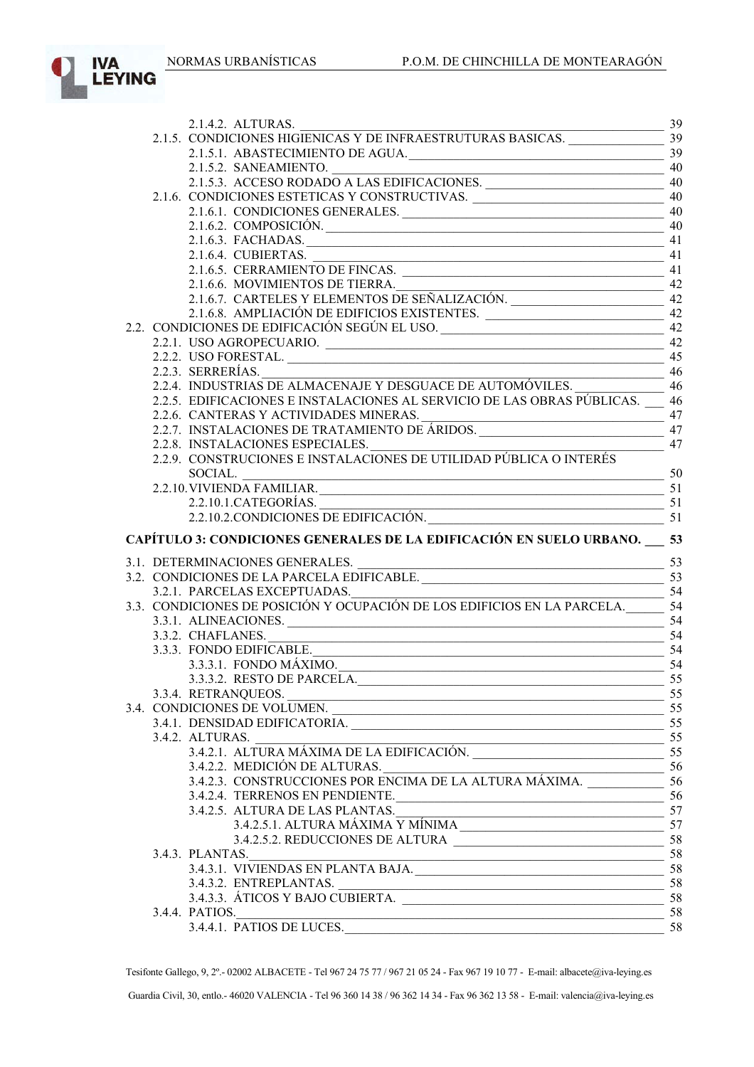- 2.1.4.2. ALTURAS. 39
- 2.1.5. CONDICIONES HIGIENICAS Y DE INFRAESTRUTURAS BASICAS. 39
  - 2.1.5.1. ABASTECIMIENTO DE AGUA. 39
  - 2.1.5.2. SANEAMIENTO. 40
  - 2.1.5.3. ACCESO RODADO A LAS EDIFICACIONES. 40
- 2.1.6. CONDICIONES ESTETICAS Y CONSTRUCTIVAS. 40
  - 2.1.6.1. CONDICIONES GENERALES. 40
  - 2.1.6.2. COMPOSICIÓN. 40
  - 2.1.6.3. FACHADAS. 41
  - 2.1.6.4. CUBIERTAS. 41
  - 2.1.6.5. CERRAMIENTO DE FINCAS. 41
  - 2.1.6.6. MOVIMIENTOS DE TIERRA. 42
  - 2.1.6.7. CARTELES Y ELEMENTOS DE SEÑALIZACIÓN. 42
  - 2.1.6.8. AMPLIACIÓN DE EDIFICIOS EXISTENTES. 42
- 2.2. CONDICIONES DE EDIFICACIÓN SEGÚN EL USO. 42
  - 2.2.1. USO AGROPECUARIO. 42
  - 2.2.2. USO FORESTAL. 45
  - 2.2.3. SERRERÍAS. 46
  - 2.2.4. INDUSTRIAS DE ALMACENAJE Y DESGUACE DE AUTOMÓVILES. 46
  - 2.2.5. EDIFICACIONES E INSTALACIONES AL SERVICIO DE LAS OBRAS PÚBLICAS. 46
  - 2.2.6. CANTERAS Y ACTIVIDADES MINERAS. 47
  - 2.2.7. INSTALACIONES DE TRATAMIENTO DE ÁRIDOS. 47
  - 2.2.8. INSTALACIONES ESPECIALES. 47
  - 2.2.9. CONSTRUCIONES E INSTALACIONES DE UTILIDAD PÚBLICA O INTERÉS SOCIAL. 50
  - 2.2.10. VIVIENDA FAMILIAR. 51
    - 2.2.10.1. CATEGORÍAS. 51
    - 2.2.10.2. CONDICIONES DE EDIFICACIÓN. 51

**CAPÍTULO 3: CONDICIONES GENERALES DE LA EDIFICACIÓN EN SUELO URBANO. 53**

- 3.1. DETERMINACIONES GENERALES. 53
- 3.2. CONDICIONES DE LA PARCELA EDIFICABLE. 53
  - 3.2.1. PARCELAS EXCEPTUADAS. 54
- 3.3. CONDICIONES DE POSICIÓN Y OCUPACIÓN DE LOS EDIFICIOS EN LA PARCELA. 54
  - 3.3.1. ALINEACIONES. 54
  - 3.3.2. CHAFLANES. 54
  - 3.3.3. FONDO EDIFICABLE. 54
    - 3.3.3.1. FONDO MÁXIMO. 54
    - 3.3.3.2. RESTO DE PARCELA. 55
  - 3.3.4. RETRANQUEOS. 55
- 3.4. CONDICIONES DE VOLUMEN. 55
  - 3.4.1. DENSIDAD EDIFICATORIA. 55
  - 3.4.2. ALTURAS. 55
    - 3.4.2.1. ALTURA MÁXIMA DE LA EDIFICACIÓN. 55
    - 3.4.2.2. MEDICIÓN DE ALTURAS. 56
    - 3.4.2.3. CONSTRUCCIONES POR ENCIMA DE LA ALTURA MÁXIMA. 56
    - 3.4.2.4. TERRENOS EN PENDIENTE. 56
    - 3.4.2.5. ALTURA DE LAS PLANTAS. 57
      - 3.4.2.5.1. ALTURA MÁXIMA Y MÍNIMA 57
      - 3.4.2.5.2. REDUCCIONES DE ALTURA 58
  - 3.4.3. PLANTAS. 58
    - 3.4.3.1. VIVIENDAS EN PLANTA BAJA. 58
    - 3.4.3.2. ENTREPLANTAS. 58
    - 3.4.3.3. ÁTICOS Y BAJO CUBIERTA. 58
  - 3.4.4. PATIOS. 58
    - 3.4.4.1. PATIOS DE LUCES. 58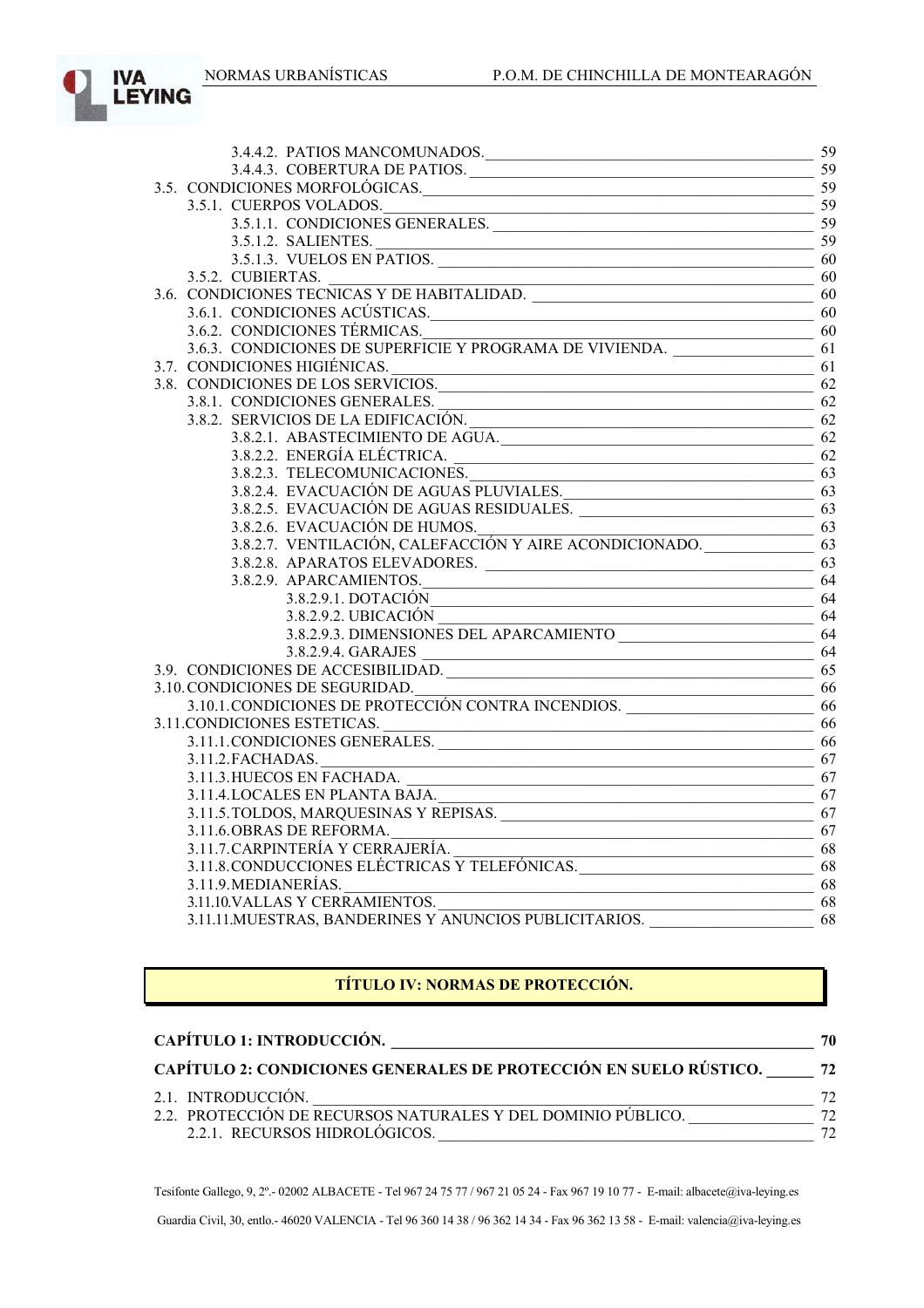3.4.4.2. PATIOS MANCOMUNADOS. 59
3.4.4.3. COBERTURA DE PATIOS. 59
3.5. CONDICIONES MORFOLÓGICAS. 59
3.5.1. CUERPOS VOLADOS. 59
3.5.1.1. CONDICIONES GENERALES. 59
3.5.1.2. SALIENTES. 59
3.5.1.3. VUELOS EN PATIOS. 60
3.5.2. CUBIERTAS. 60
3.6. CONDICIONES TECNICAS Y DE HABITALIDAD. 60
3.6.1. CONDICIONES ACÚSTICAS. 60
3.6.2. CONDICIONES TÉRMICAS. 60
3.6.3. CONDICIONES DE SUPERFICIE Y PROGRAMA DE VIVIENDA. 61
3.7. CONDICIONES HIGIÉNICAS. 61
3.8. CONDICIONES DE LOS SERVICIOS. 62
3.8.1. CONDICIONES GENERALES. 62
3.8.2. SERVICIOS DE LA EDIFICACIÓN. 62
3.8.2.1. ABASTECIMIENTO DE AGUA. 62
3.8.2.2. ENERGÍA ELÉCTRICA. 62
3.8.2.3. TELECOMUNICACIONES. 63
3.8.2.4. EVACUACIÓN DE AGUAS PLUVIALES. 63
3.8.2.5. EVACUACIÓN DE AGUAS RESIDUALES. 63
3.8.2.6. EVACUACIÓN DE HUMOS. 63
3.8.2.7. VENTILACIÓN, CALEFACCIÓN Y AIRE ACONDICIONADO. 63
3.8.2.8. APARATOS ELEVADORES. 63
3.8.2.9. APARCAMIENTOS. 64
3.8.2.9.1. DOTACIÓN 64
3.8.2.9.2. UBICACIÓN 64
3.8.2.9.3. DIMENSIONES DEL APARCAMIENTO 64
3.8.2.9.4. GARAJES 64
3.9. CONDICIONES DE ACCESIBILIDAD. 65
3.10. CONDICIONES DE SEGURIDAD. 66
3.10.1. CONDICIONES DE PROTECCIÓN CONTRA INCENDIOS. 66
3.11. CONDICIONES ESTETICAS. 66
3.11.1. CONDICIONES GENERALES. 66
3.11.2. FACHADAS. 67
3.11.3. HUECOS EN FACHADA. 67
3.11.4. LOCALES EN PLANTA BAJA. 67
3.11.5. TOLDOS, MARQUESINAS Y REPISAS. 67
3.11.6. OBRAS DE REFORMA. 67
3.11.7. CARPINTERÍA Y CERRAJERÍA. 68
3.11.8. CONDUCCIONES ELÉCTRICAS Y TELEFÓNICAS. 68
3.11.9. MEDIANERÍAS. 68
3.11.10. VALLAS Y CERRAMIENTOS. 68
3.11.11. MUESTRAS, BANDERINES Y ANUNCIOS PUBLICITARIOS. 68

**TÍTULO IV: NORMAS DE PROTECCIÓN.**

**CAPÍTULO 1: INTRODUCCIÓN. 70**

**CAPÍTULO 2: CONDICIONES GENERALES DE PROTECCIÓN EN SUELO RÚSTICO. 72**

2.1. INTRODUCCIÓN. 72
2.2. PROTECCIÓN DE RECURSOS NATURALES Y DEL DOMINIO PÚBLICO. 72
2.2.1. RECURSOS HIDROLÓGICOS. 72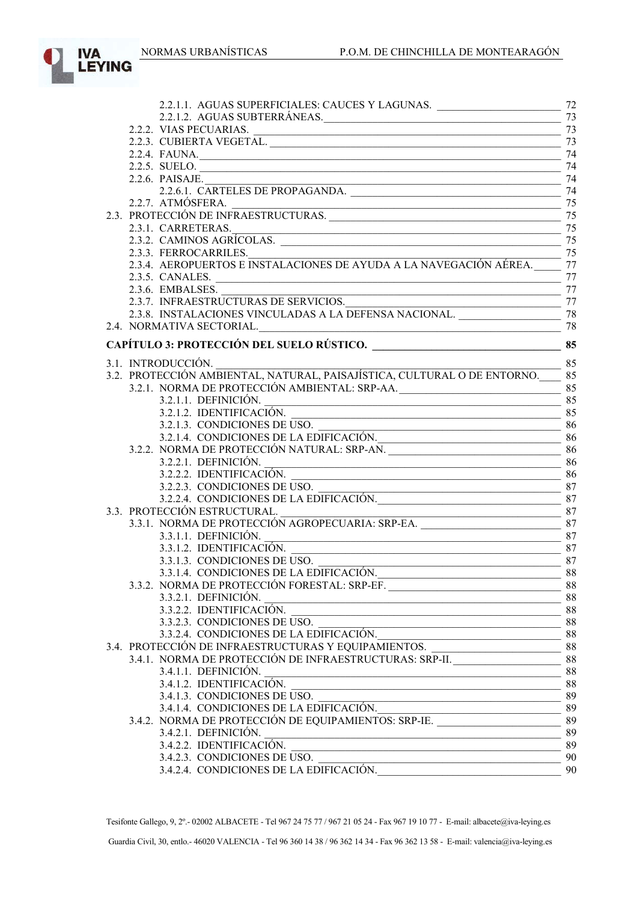2.2.1.1. AGUAS SUPERFICIALES: CAUCES Y LAGUNAS. 72
2.2.1.2. AGUAS SUBTERRÁNEAS. 73
2.2.2. VIAS PECUARIAS. 73
2.2.3. CUBIERTA VEGETAL. 73
2.2.4. FAUNA. 74
2.2.5. SUELO. 74
2.2.6. PAISAJE. 74
2.2.6.1. CARTELES DE PROPAGANDA. 74
2.2.7. ATMÓSFERA. 75
2.3. PROTECCIÓN DE INFRAESTRUCTURAS. 75
2.3.1. CARRETERAS. 75
2.3.2. CAMINOS AGRÍCOLAS. 75
2.3.3. FERROCARRILES. 75
2.3.4. AEROPUERTOS E INSTALACIONES DE AYUDA A LA NAVEGACIÓN AÉREA. 77
2.3.5. CANALES. 77
2.3.6. EMBALSES. 77
2.3.7. INFRAESTRUCTURAS DE SERVICIOS. 77
2.3.8. INSTALACIONES VINCULADAS A LA DEFENSA NACIONAL. 78
2.4. NORMATIVA SECTORIAL. 78

**CAPÍTULO 3: PROTECCIÓN DEL SUELO RÚSTICO. 85**

3.1. INTRODUCCIÓN. 85
3.2. PROTECCIÓN AMBIENTAL, NATURAL, PAISAJÍSTICA, CULTURAL O DE ENTORNO. 85
3.2.1. NORMA DE PROTECCIÓN AMBIENTAL: SRP-AA. 85
3.2.1.1. DEFINICIÓN. 85
3.2.1.2. IDENTIFICACIÓN. 85
3.2.1.3. CONDICIONES DE USO. 86
3.2.1.4. CONDICIONES DE LA EDIFICACIÓN. 86
3.2.2. NORMA DE PROTECCIÓN NATURAL: SRP-AN. 86
3.2.2.1. DEFINICIÓN. 86
3.2.2.2. IDENTIFICACIÓN. 86
3.2.2.3. CONDICIONES DE USO. 87
3.2.2.4. CONDICIONES DE LA EDIFICACIÓN. 87
3.3. PROTECCIÓN ESTRUCTURAL. 87
3.3.1. NORMA DE PROTECCIÓN AGROPECUARIA: SRP-EA. 87
3.3.1.1. DEFINICIÓN. 87
3.3.1.2. IDENTIFICACIÓN. 87
3.3.1.3. CONDICIONES DE USO. 87
3.3.1.4. CONDICIONES DE LA EDIFICACIÓN. 88
3.3.2. NORMA DE PROTECCIÓN FORESTAL: SRP-EF. 88
3.3.2.1. DEFINICIÓN. 88
3.3.2.2. IDENTIFICACIÓN. 88
3.3.2.3. CONDICIONES DE USO. 88
3.3.2.4. CONDICIONES DE LA EDIFICACIÓN. 88
3.4. PROTECCIÓN DE INFRAESTRUCTURAS Y EQUIPAMIENTOS. 88
3.4.1. NORMA DE PROTECCIÓN DE INFRAESTRUCTURAS: SRP-II. 88
3.4.1.1. DEFINICIÓN. 88
3.4.1.2. IDENTIFICACIÓN. 88
3.4.1.3. CONDICIONES DE USO. 89
3.4.1.4. CONDICIONES DE LA EDIFICACIÓN. 89
3.4.2. NORMA DE PROTECCIÓN DE EQUIPAMIENTOS: SRP-IE. 89
3.4.2.1. DEFINICIÓN. 89
3.4.2.2. IDENTIFICACIÓN. 89
3.4.2.3. CONDICIONES DE USO. 90
3.4.2.4. CONDICIONES DE LA EDIFICACIÓN. 90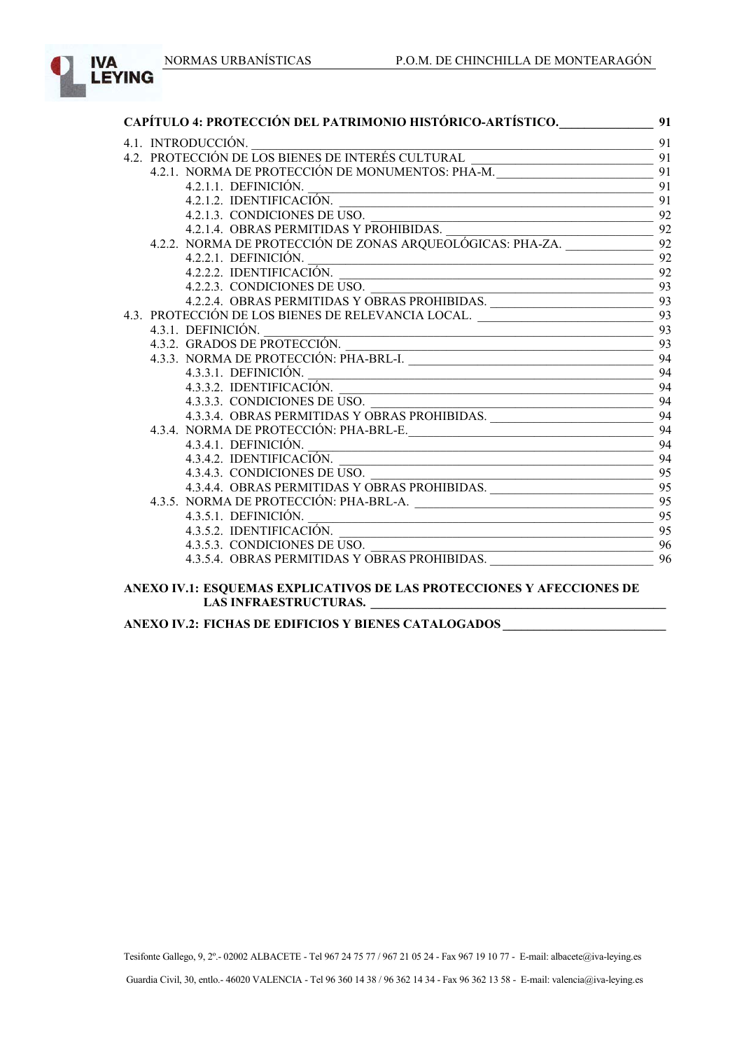**CAPÍTULO 4: PROTECCIÓN DEL PATRIMONIO HISTÓRICO-ARTÍSTICO. 91**

4.1. INTRODUCCIÓN. 91
4.2. PROTECCIÓN DE LOS BIENES DE INTERÉS CULTURAL 91
  4.2.1. NORMA DE PROTECCIÓN DE MONUMENTOS: PHA-M. 91
    4.2.1.1. DEFINICIÓN. 91
    4.2.1.2. IDENTIFICACIÓN. 91
    4.2.1.3. CONDICIONES DE USO. 92
    4.2.1.4. OBRAS PERMITIDAS Y PROHIBIDAS. 92
  4.2.2. NORMA DE PROTECCIÓN DE ZONAS ARQUEOLÓGICAS: PHA-ZA. 92
    4.2.2.1. DEFINICIÓN. 92
    4.2.2.2. IDENTIFICACIÓN. 92
    4.2.2.3. CONDICIONES DE USO. 93
    4.2.2.4. OBRAS PERMITIDAS Y OBRAS PROHIBIDAS. 93
4.3. PROTECCIÓN DE LOS BIENES DE RELEVANCIA LOCAL. 93
  4.3.1. DEFINICIÓN. 93
  4.3.2. GRADOS DE PROTECCIÓN. 93
  4.3.3. NORMA DE PROTECCIÓN: PHA-BRL-I. 94
    4.3.3.1. DEFINICIÓN. 94
    4.3.3.2. IDENTIFICACIÓN. 94
    4.3.3.3. CONDICIONES DE USO. 94
    4.3.3.4. OBRAS PERMITIDAS Y OBRAS PROHIBIDAS. 94
  4.3.4. NORMA DE PROTECCIÓN: PHA-BRL-E. 94
    4.3.4.1. DEFINICIÓN. 94
    4.3.4.2. IDENTIFICACIÓN. 94
    4.3.4.3. CONDICIONES DE USO. 95
    4.3.4.4. OBRAS PERMITIDAS Y OBRAS PROHIBIDAS. 95
  4.3.5. NORMA DE PROTECCIÓN: PHA-BRL-A. 95
    4.3.5.1. DEFINICIÓN. 95
    4.3.5.2. IDENTIFICACIÓN. 95
    4.3.5.3. CONDICIONES DE USO. 96
    4.3.5.4. OBRAS PERMITIDAS Y OBRAS PROHIBIDAS. 96

**ANEXO IV.1: ESQUEMAS EXPLICATIVOS DE LAS PROTECCIONES Y AFECCIONES DE LAS INFRAESTRUCTURAS.**

**ANEXO IV.2: FICHAS DE EDIFICIOS Y BIENES CATALOGADOS**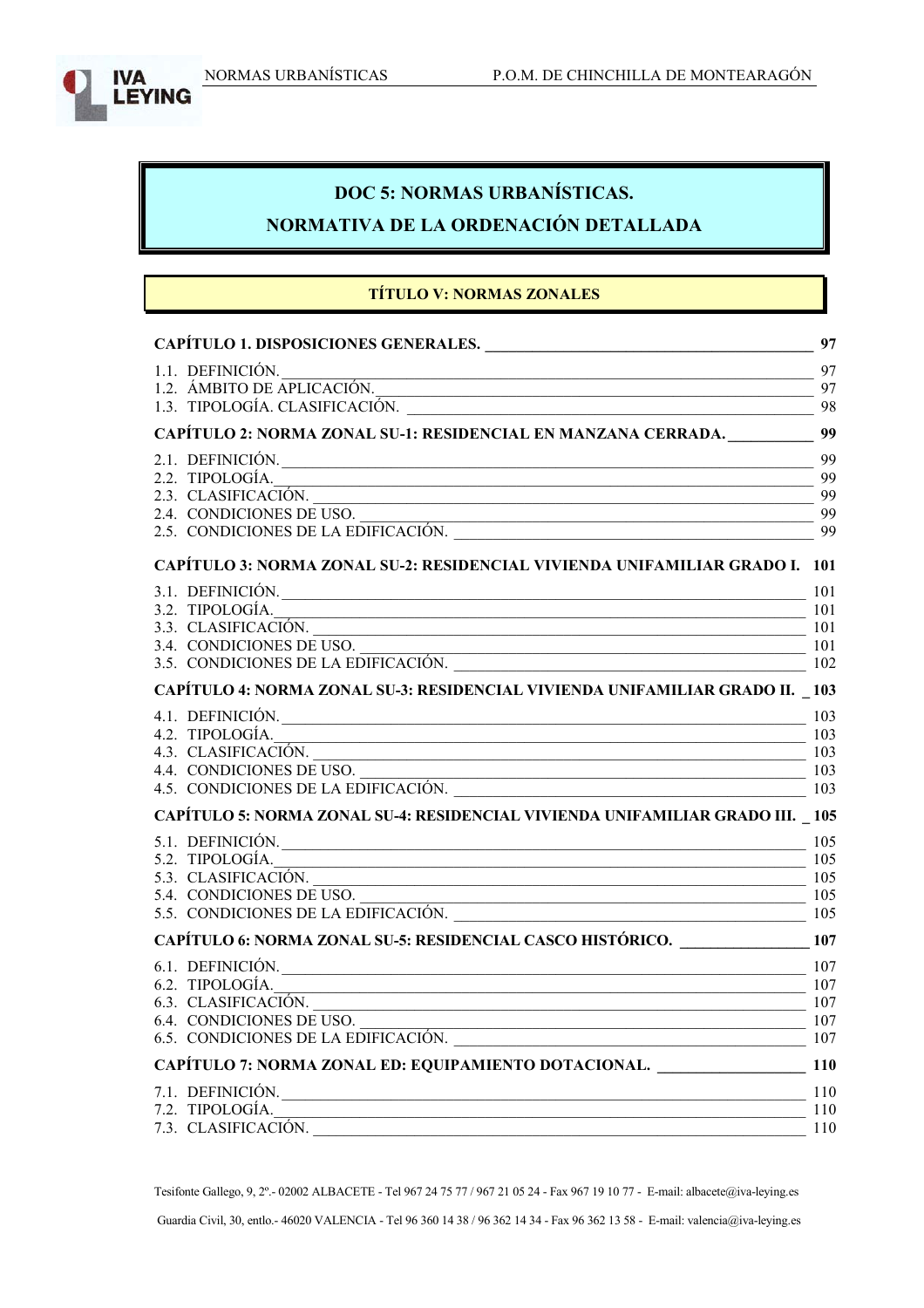# DOC 5: NORMAS URBANÍSTICAS.

# NORMATIVA DE LA ORDENACIÓN DETALLADA

## TÍTULO V: NORMAS ZONALES

**CAPÍTULO 1. DISPOSICIONES GENERALES. ____ 97**

1.1. DEFINICIÓN. ____ 97
1.2. ÁMBITO DE APLICACIÓN. ____ 97
1.3. TIPOLOGÍA. CLASIFICACIÓN. ____ 98

**CAPÍTULO 2: NORMA ZONAL SU-1: RESIDENCIAL EN MANZANA CERRADA. ____ 99**

2.1. DEFINICIÓN. ____ 99
2.2. TIPOLOGÍA. ____ 99
2.3. CLASIFICACIÓN. ____ 99
2.4. CONDICIONES DE USO. ____ 99
2.5. CONDICIONES DE LA EDIFICACIÓN. ____ 99

**CAPÍTULO 3: NORMA ZONAL SU-2: RESIDENCIAL VIVIENDA UNIFAMILIAR GRADO I. 101**

3.1. DEFINICIÓN. ____ 101
3.2. TIPOLOGÍA. ____ 101
3.3. CLASIFICACIÓN. ____ 101
3.4. CONDICIONES DE USO. ____ 101
3.5. CONDICIONES DE LA EDIFICACIÓN. ____ 102

**CAPÍTULO 4: NORMA ZONAL SU-3: RESIDENCIAL VIVIENDA UNIFAMILIAR GRADO II. _ 103**

4.1. DEFINICIÓN. ____ 103
4.2. TIPOLOGÍA. ____ 103
4.3. CLASIFICACIÓN. ____ 103
4.4. CONDICIONES DE USO. ____ 103
4.5. CONDICIONES DE LA EDIFICACIÓN. ____ 103

**CAPÍTULO 5: NORMA ZONAL SU-4: RESIDENCIAL VIVIENDA UNIFAMILIAR GRADO III. _ 105**

5.1. DEFINICIÓN. ____ 105
5.2. TIPOLOGÍA. ____ 105
5.3. CLASIFICACIÓN. ____ 105
5.4. CONDICIONES DE USO. ____ 105
5.5. CONDICIONES DE LA EDIFICACIÓN. ____ 105

**CAPÍTULO 6: NORMA ZONAL SU-5: RESIDENCIAL CASCO HISTÓRICO. ____ 107**

6.1. DEFINICIÓN. ____ 107
6.2. TIPOLOGÍA. ____ 107
6.3. CLASIFICACIÓN. ____ 107
6.4. CONDICIONES DE USO. ____ 107
6.5. CONDICIONES DE LA EDIFICACIÓN. ____ 107

**CAPÍTULO 7: NORMA ZONAL ED: EQUIPAMIENTO DOTACIONAL. ____ 110**

7.1. DEFINICIÓN. ____ 110
7.2. TIPOLOGÍA. ____ 110
7.3. CLASIFICACIÓN. ____ 110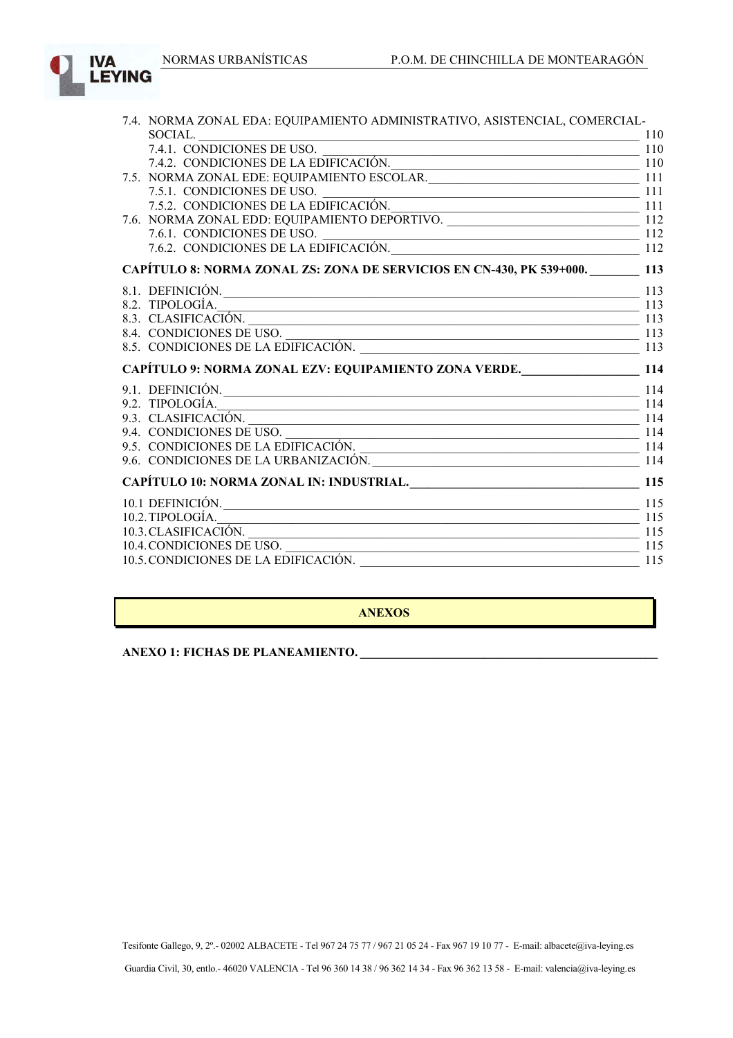7.4. NORMA ZONAL EDA: EQUIPAMIENTO ADMINISTRATIVO, ASISTENCIAL, COMERCIAL-SOCIAL. 110
- 7.4.1. CONDICIONES DE USO. 110
- 7.4.2. CONDICIONES DE LA EDIFICACIÓN. 110

7.5. NORMA ZONAL EDE: EQUIPAMIENTO ESCOLAR. 111
- 7.5.1. CONDICIONES DE USO. 111
- 7.5.2. CONDICIONES DE LA EDIFICACIÓN. 111

7.6. NORMA ZONAL EDD: EQUIPAMIENTO DEPORTIVO. 112
- 7.6.1. CONDICIONES DE USO. 112
- 7.6.2. CONDICIONES DE LA EDIFICACIÓN. 112

**CAPÍTULO 8: NORMA ZONAL ZS: ZONA DE SERVICIOS EN CN-430, PK 539+000. 113**

8.1. DEFINICIÓN. 113
8.2. TIPOLOGÍA. 113
8.3. CLASIFICACIÓN. 113
8.4. CONDICIONES DE USO. 113
8.5. CONDICIONES DE LA EDIFICACIÓN. 113

**CAPÍTULO 9: NORMA ZONAL EZV: EQUIPAMIENTO ZONA VERDE. 114**

9.1. DEFINICIÓN. 114
9.2. TIPOLOGÍA. 114
9.3. CLASIFICACIÓN. 114
9.4. CONDICIONES DE USO. 114
9.5. CONDICIONES DE LA EDIFICACIÓN. 114
9.6. CONDICIONES DE LA URBANIZACIÓN. 114

**CAPÍTULO 10: NORMA ZONAL IN: INDUSTRIAL. 115**

10.1 DEFINICIÓN. 115
10.2. TIPOLOGÍA. 115
10.3. CLASIFICACIÓN. 115
10.4. CONDICIONES DE USO. 115
10.5. CONDICIONES DE LA EDIFICACIÓN. 115

## ANEXOS

**ANEXO 1: FICHAS DE PLANEAMIENTO.**